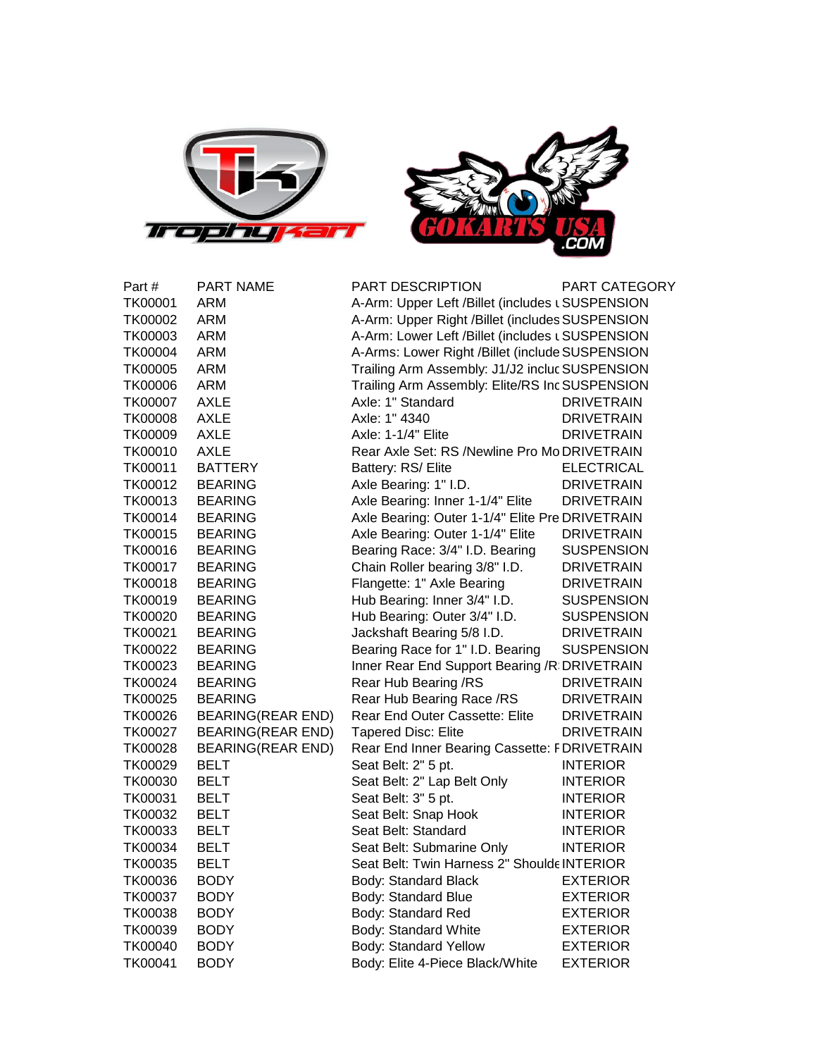| Part # | PART NAME | PART DESCRIPTION | PART CATEGORY |
|---|---|---|---|
| TK00001 | ARM | A-Arm: Upper Left /Billet (includes u | SUSPENSION |
| TK00002 | ARM | A-Arm: Upper Right /Billet (includes | SUSPENSION |
| TK00003 | ARM | A-Arm: Lower Left /Billet (includes u | SUSPENSION |
| TK00004 | ARM | A-Arms: Lower Right /Billet (include | SUSPENSION |
| TK00005 | ARM | Trailing Arm Assembly: J1/J2 incluc | SUSPENSION |
| TK00006 | ARM | Trailing Arm Assembly: Elite/RS Inc | SUSPENSION |
| TK00007 | AXLE | Axle: 1" Standard | DRIVETRAIN |
| TK00008 | AXLE | Axle: 1" 4340 | DRIVETRAIN |
| TK00009 | AXLE | Axle: 1-1/4" Elite | DRIVETRAIN |
| TK00010 | AXLE | Rear Axle Set: RS /Newline Pro Mo | DRIVETRAIN |
| TK00011 | BATTERY | Battery: RS/ Elite | ELECTRICAL |
| TK00012 | BEARING | Axle Bearing: 1" I.D. | DRIVETRAIN |
| TK00013 | BEARING | Axle Bearing: Inner 1-1/4" Elite | DRIVETRAIN |
| TK00014 | BEARING | Axle Bearing: Outer 1-1/4" Elite Pre | DRIVETRAIN |
| TK00015 | BEARING | Axle Bearing: Outer 1-1/4" Elite | DRIVETRAIN |
| TK00016 | BEARING | Bearing Race: 3/4" I.D. Bearing | SUSPENSION |
| TK00017 | BEARING | Chain Roller bearing 3/8" I.D. | DRIVETRAIN |
| TK00018 | BEARING | Flangette: 1" Axle Bearing | DRIVETRAIN |
| TK00019 | BEARING | Hub Bearing: Inner 3/4" I.D. | SUSPENSION |
| TK00020 | BEARING | Hub Bearing: Outer 3/4" I.D. | SUSPENSION |
| TK00021 | BEARING | Jackshaft Bearing 5/8 I.D. | DRIVETRAIN |
| TK00022 | BEARING | Bearing Race for 1" I.D. Bearing | SUSPENSION |
| TK00023 | BEARING | Inner Rear End Support Bearing /R | DRIVETRAIN |
| TK00024 | BEARING | Rear Hub Bearing /RS | DRIVETRAIN |
| TK00025 | BEARING | Rear Hub Bearing Race /RS | DRIVETRAIN |
| TK00026 | BEARING(REAR END) | Rear End Outer Cassette: Elite | DRIVETRAIN |
| TK00027 | BEARING(REAR END) | Tapered Disc: Elite | DRIVETRAIN |
| TK00028 | BEARING(REAR END) | Rear End Inner Bearing Cassette: F | DRIVETRAIN |
| TK00029 | BELT | Seat Belt: 2" 5 pt. | INTERIOR |
| TK00030 | BELT | Seat Belt: 2" Lap Belt Only | INTERIOR |
| TK00031 | BELT | Seat Belt: 3" 5 pt. | INTERIOR |
| TK00032 | BELT | Seat Belt: Snap Hook | INTERIOR |
| TK00033 | BELT | Seat Belt: Standard | INTERIOR |
| TK00034 | BELT | Seat Belt: Submarine Only | INTERIOR |
| TK00035 | BELT | Seat Belt: Twin Harness 2" Shoulde | INTERIOR |
| TK00036 | BODY | Body: Standard Black | EXTERIOR |
| TK00037 | BODY | Body: Standard Blue | EXTERIOR |
| TK00038 | BODY | Body: Standard Red | EXTERIOR |
| TK00039 | BODY | Body: Standard White | EXTERIOR |
| TK00040 | BODY | Body: Standard Yellow | EXTERIOR |
| TK00041 | BODY | Body: Elite 4-Piece Black/White | EXTERIOR |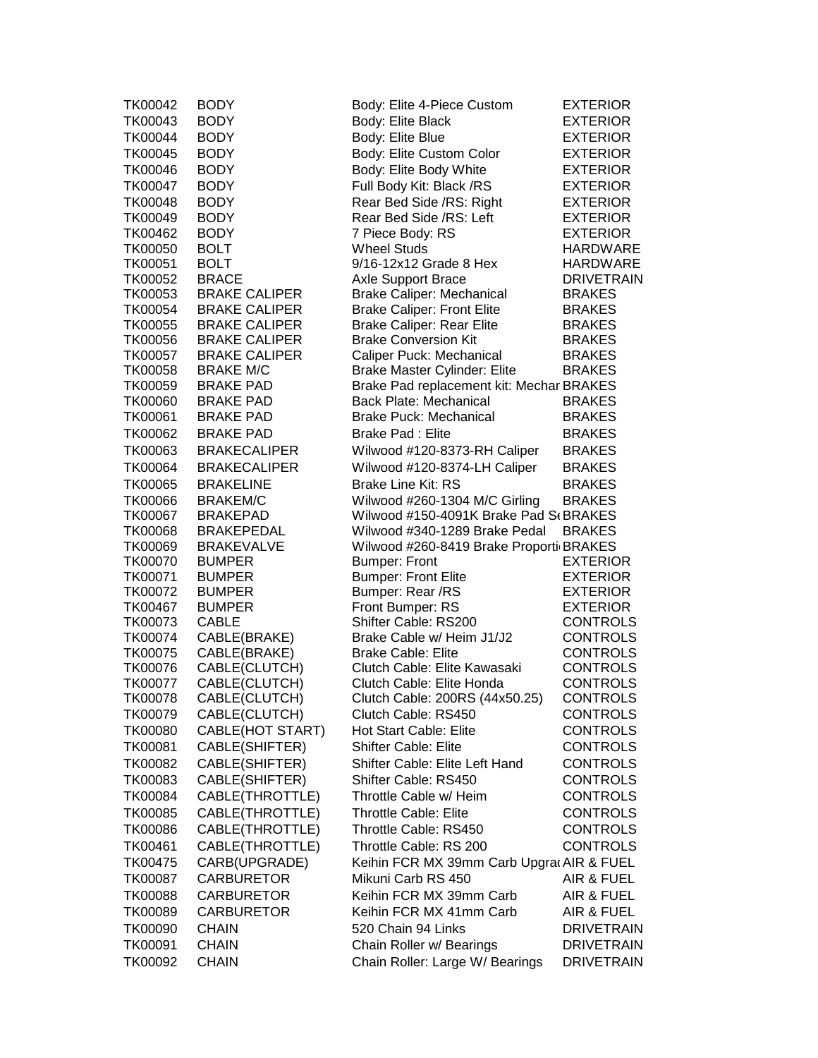| | | | |
|---|---|---|---|
| TK00042 | BODY | Body: Elite 4-Piece Custom | EXTERIOR |
| TK00043 | BODY | Body: Elite Black | EXTERIOR |
| TK00044 | BODY | Body: Elite Blue | EXTERIOR |
| TK00045 | BODY | Body: Elite Custom Color | EXTERIOR |
| TK00046 | BODY | Body: Elite Body White | EXTERIOR |
| TK00047 | BODY | Full Body Kit: Black /RS | EXTERIOR |
| TK00048 | BODY | Rear Bed Side /RS: Right | EXTERIOR |
| TK00049 | BODY | Rear Bed Side /RS: Left | EXTERIOR |
| TK00462 | BODY | 7 Piece Body: RS | EXTERIOR |
| TK00050 | BOLT | Wheel Studs | HARDWARE |
| TK00051 | BOLT | 9/16-12x12 Grade 8 Hex | HARDWARE |
| TK00052 | BRACE | Axle Support Brace | DRIVETRAIN |
| TK00053 | BRAKE CALIPER | Brake Caliper: Mechanical | BRAKES |
| TK00054 | BRAKE CALIPER | Brake Caliper: Front Elite | BRAKES |
| TK00055 | BRAKE CALIPER | Brake Caliper: Rear Elite | BRAKES |
| TK00056 | BRAKE CALIPER | Brake Conversion Kit | BRAKES |
| TK00057 | BRAKE CALIPER | Caliper Puck: Mechanical | BRAKES |
| TK00058 | BRAKE M/C | Brake Master Cylinder: Elite | BRAKES |
| TK00059 | BRAKE PAD | Brake Pad replacement kit: Mechar | BRAKES |
| TK00060 | BRAKE PAD | Back Plate: Mechanical | BRAKES |
| TK00061 | BRAKE PAD | Brake Puck: Mechanical | BRAKES |
| TK00062 | BRAKE PAD | Brake Pad : Elite | BRAKES |
| TK00063 | BRAKECALIPER | Wilwood #120-8373-RH Caliper | BRAKES |
| TK00064 | BRAKECALIPER | Wilwood #120-8374-LH Caliper | BRAKES |
| TK00065 | BRAKELINE | Brake Line Kit: RS | BRAKES |
| TK00066 | BRAKEM/C | Wilwood #260-1304 M/C Girling | BRAKES |
| TK00067 | BRAKEPAD | Wilwood #150-4091K Brake Pad S | BRAKES |
| TK00068 | BRAKEPEDAL | Wilwood #340-1289 Brake Pedal | BRAKES |
| TK00069 | BRAKEVALVE | Wilwood #260-8419 Brake Proporti | BRAKES |
| TK00070 | BUMPER | Bumper: Front | EXTERIOR |
| TK00071 | BUMPER | Bumper: Front Elite | EXTERIOR |
| TK00072 | BUMPER | Bumper: Rear /RS | EXTERIOR |
| TK00467 | BUMPER | Front Bumper: RS | EXTERIOR |
| TK00073 | CABLE | Shifter Cable: RS200 | CONTROLS |
| TK00074 | CABLE(BRAKE) | Brake Cable w/ Heim J1/J2 | CONTROLS |
| TK00075 | CABLE(BRAKE) | Brake Cable: Elite | CONTROLS |
| TK00076 | CABLE(CLUTCH) | Clutch Cable: Elite Kawasaki | CONTROLS |
| TK00077 | CABLE(CLUTCH) | Clutch Cable: Elite Honda | CONTROLS |
| TK00078 | CABLE(CLUTCH) | Clutch Cable: 200RS (44x50.25) | CONTROLS |
| TK00079 | CABLE(CLUTCH) | Clutch Cable: RS450 | CONTROLS |
| TK00080 | CABLE(HOT START) | Hot Start Cable: Elite | CONTROLS |
| TK00081 | CABLE(SHIFTER) | Shifter Cable: Elite | CONTROLS |
| TK00082 | CABLE(SHIFTER) | Shifter Cable: Elite Left Hand | CONTROLS |
| TK00083 | CABLE(SHIFTER) | Shifter Cable: RS450 | CONTROLS |
| TK00084 | CABLE(THROTTLE) | Throttle Cable w/ Heim | CONTROLS |
| TK00085 | CABLE(THROTTLE) | Throttle Cable: Elite | CONTROLS |
| TK00086 | CABLE(THROTTLE) | Throttle Cable: RS450 | CONTROLS |
| TK00461 | CABLE(THROTTLE) | Throttle Cable: RS 200 | CONTROLS |
| TK00475 | CARB(UPGRADE) | Keihin FCR MX 39mm Carb Upgra | AIR & FUEL |
| TK00087 | CARBURETOR | Mikuni Carb RS 450 | AIR & FUEL |
| TK00088 | CARBURETOR | Keihin FCR MX 39mm Carb | AIR & FUEL |
| TK00089 | CARBURETOR | Keihin FCR MX 41mm Carb | AIR & FUEL |
| TK00090 | CHAIN | 520 Chain 94 Links | DRIVETRAIN |
| TK00091 | CHAIN | Chain Roller w/ Bearings | DRIVETRAIN |
| TK00092 | CHAIN | Chain Roller: Large W/ Bearings | DRIVETRAIN |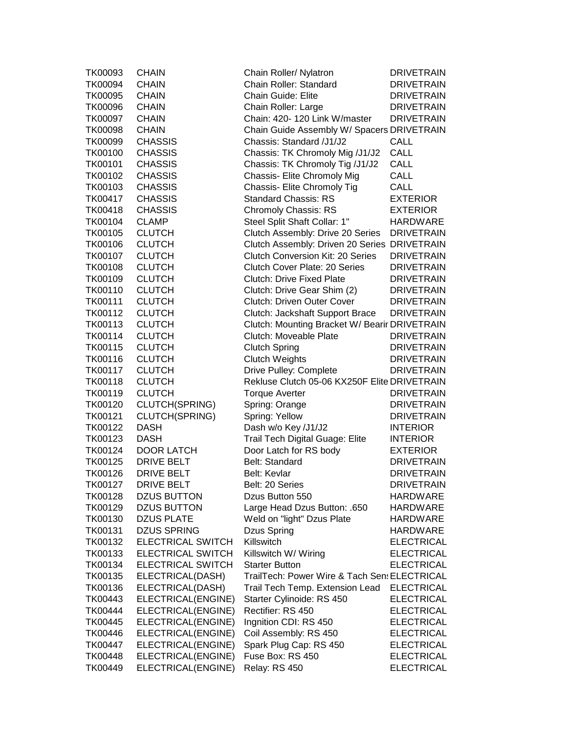| TK00093 | CHAIN | Chain Roller/ Nylatron | DRIVETRAIN |
|---|---|---|---|
| TK00094 | CHAIN | Chain Roller: Standard | DRIVETRAIN |
| TK00095 | CHAIN | Chain Guide: Elite | DRIVETRAIN |
| TK00096 | CHAIN | Chain Roller: Large | DRIVETRAIN |
| TK00097 | CHAIN | Chain: 420- 120 Link W/master | DRIVETRAIN |
| TK00098 | CHAIN | Chain Guide Assembly W/ Spacers | DRIVETRAIN |
| TK00099 | CHASSIS | Chassis: Standard /J1/J2 | CALL |
| TK00100 | CHASSIS | Chassis: TK Chromoly Mig /J1/J2 | CALL |
| TK00101 | CHASSIS | Chassis: TK Chromoly Tig /J1/J2 | CALL |
| TK00102 | CHASSIS | Chassis- Elite Chromoly Mig | CALL |
| TK00103 | CHASSIS | Chassis- Elite Chromoly Tig | CALL |
| TK00417 | CHASSIS | Standard Chassis: RS | EXTERIOR |
| TK00418 | CHASSIS | Chromoly Chassis: RS | EXTERIOR |
| TK00104 | CLAMP | Steel Split Shaft Collar: 1" | HARDWARE |
| TK00105 | CLUTCH | Clutch Assembly: Drive 20 Series | DRIVETRAIN |
| TK00106 | CLUTCH | Clutch Assembly: Driven 20 Series | DRIVETRAIN |
| TK00107 | CLUTCH | Clutch Conversion Kit: 20 Series | DRIVETRAIN |
| TK00108 | CLUTCH | Clutch Cover Plate: 20 Series | DRIVETRAIN |
| TK00109 | CLUTCH | Clutch: Drive Fixed Plate | DRIVETRAIN |
| TK00110 | CLUTCH | Clutch: Drive Gear Shim (2) | DRIVETRAIN |
| TK00111 | CLUTCH | Clutch: Driven Outer Cover | DRIVETRAIN |
| TK00112 | CLUTCH | Clutch: Jackshaft Support Brace | DRIVETRAIN |
| TK00113 | CLUTCH | Clutch: Mounting Bracket W/ Bearir | DRIVETRAIN |
| TK00114 | CLUTCH | Clutch: Moveable Plate | DRIVETRAIN |
| TK00115 | CLUTCH | Clutch Spring | DRIVETRAIN |
| TK00116 | CLUTCH | Clutch Weights | DRIVETRAIN |
| TK00117 | CLUTCH | Drive Pulley: Complete | DRIVETRAIN |
| TK00118 | CLUTCH | Rekluse Clutch 05-06 KX250F Elite | DRIVETRAIN |
| TK00119 | CLUTCH | Torque Averter | DRIVETRAIN |
| TK00120 | CLUTCH(SPRING) | Spring: Orange | DRIVETRAIN |
| TK00121 | CLUTCH(SPRING) | Spring: Yellow | DRIVETRAIN |
| TK00122 | DASH | Dash w/o Key /J1/J2 | INTERIOR |
| TK00123 | DASH | Trail Tech Digital Guage: Elite | INTERIOR |
| TK00124 | DOOR LATCH | Door Latch for RS body | EXTERIOR |
| TK00125 | DRIVE BELT | Belt: Standard | DRIVETRAIN |
| TK00126 | DRIVE BELT | Belt: Kevlar | DRIVETRAIN |
| TK00127 | DRIVE BELT | Belt: 20 Series | DRIVETRAIN |
| TK00128 | DZUS BUTTON | Dzus Button 550 | HARDWARE |
| TK00129 | DZUS BUTTON | Large Head Dzus Button: .650 | HARDWARE |
| TK00130 | DZUS PLATE | Weld on "light" Dzus Plate | HARDWARE |
| TK00131 | DZUS SPRING | Dzus Spring | HARDWARE |
| TK00132 | ELECTRICAL SWITCH | Killswitch | ELECTRICAL |
| TK00133 | ELECTRICAL SWITCH | Killswitch W/ Wiring | ELECTRICAL |
| TK00134 | ELECTRICAL SWITCH | Starter Button | ELECTRICAL |
| TK00135 | ELECTRICAL(DASH) | TrailTech: Power Wire & Tach Sens | ELECTRICAL |
| TK00136 | ELECTRICAL(DASH) | Trail Tech Temp. Extension Lead | ELECTRICAL |
| TK00443 | ELECTRICAL(ENGINE) | Starter Cylinoide: RS 450 | ELECTRICAL |
| TK00444 | ELECTRICAL(ENGINE) | Rectifier: RS 450 | ELECTRICAL |
| TK00445 | ELECTRICAL(ENGINE) | Ingnition CDI: RS 450 | ELECTRICAL |
| TK00446 | ELECTRICAL(ENGINE) | Coil Assembly: RS 450 | ELECTRICAL |
| TK00447 | ELECTRICAL(ENGINE) | Spark Plug Cap: RS 450 | ELECTRICAL |
| TK00448 | ELECTRICAL(ENGINE) | Fuse Box: RS 450 | ELECTRICAL |
| TK00449 | ELECTRICAL(ENGINE) | Relay: RS 450 | ELECTRICAL |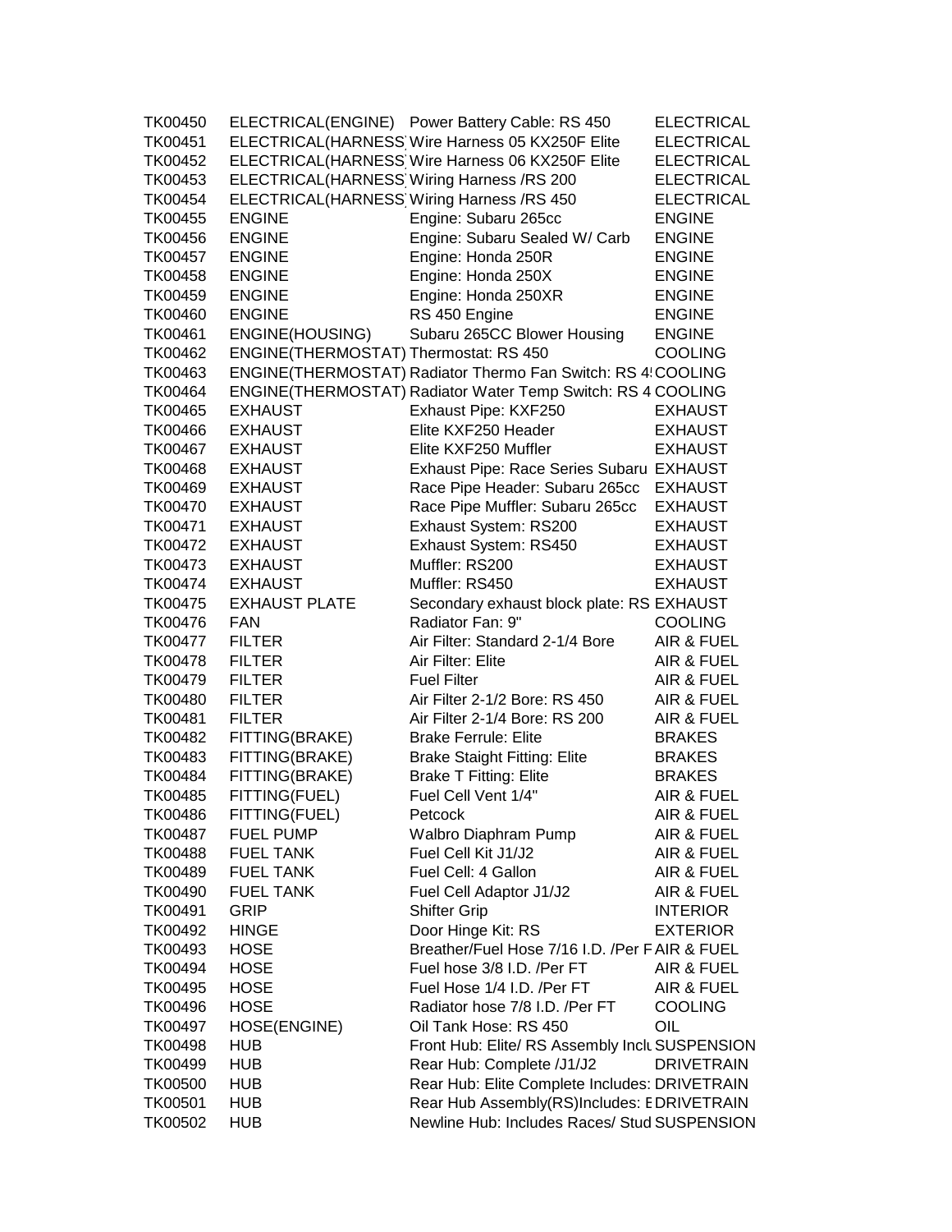| | | | |
|---|---|---|---|
| TK00450 | ELECTRICAL(ENGINE) | Power Battery Cable: RS 450 | ELECTRICAL |
| TK00451 | ELECTRICAL(HARNESS | Wire Harness 05 KX250F Elite | ELECTRICAL |
| TK00452 | ELECTRICAL(HARNESS | Wire Harness 06 KX250F Elite | ELECTRICAL |
| TK00453 | ELECTRICAL(HARNESS | Wiring Harness /RS 200 | ELECTRICAL |
| TK00454 | ELECTRICAL(HARNESS | Wiring Harness /RS 450 | ELECTRICAL |
| TK00455 | ENGINE | Engine: Subaru 265cc | ENGINE |
| TK00456 | ENGINE | Engine: Subaru Sealed W/ Carb | ENGINE |
| TK00457 | ENGINE | Engine: Honda 250R | ENGINE |
| TK00458 | ENGINE | Engine: Honda 250X | ENGINE |
| TK00459 | ENGINE | Engine: Honda 250XR | ENGINE |
| TK00460 | ENGINE | RS 450 Engine | ENGINE |
| TK00461 | ENGINE(HOUSING) | Subaru 265CC Blower Housing | ENGINE |
| TK00462 | ENGINE(THERMOSTAT) | Thermostat: RS 450 | COOLING |
| TK00463 | ENGINE(THERMOSTAT) | Radiator Thermo Fan Switch: RS 4 | COOLING |
| TK00464 | ENGINE(THERMOSTAT) | Radiator Water Temp Switch: RS 4 | COOLING |
| TK00465 | EXHAUST | Exhaust Pipe: KXF250 | EXHAUST |
| TK00466 | EXHAUST | Elite KXF250 Header | EXHAUST |
| TK00467 | EXHAUST | Elite KXF250 Muffler | EXHAUST |
| TK00468 | EXHAUST | Exhaust Pipe: Race Series Subaru | EXHAUST |
| TK00469 | EXHAUST | Race Pipe Header: Subaru 265cc | EXHAUST |
| TK00470 | EXHAUST | Race Pipe Muffler: Subaru 265cc | EXHAUST |
| TK00471 | EXHAUST | Exhaust System: RS200 | EXHAUST |
| TK00472 | EXHAUST | Exhaust System: RS450 | EXHAUST |
| TK00473 | EXHAUST | Muffler: RS200 | EXHAUST |
| TK00474 | EXHAUST | Muffler: RS450 | EXHAUST |
| TK00475 | EXHAUST PLATE | Secondary exhaust block plate: RS | EXHAUST |
| TK00476 | FAN | Radiator Fan: 9" | COOLING |
| TK00477 | FILTER | Air Filter: Standard 2-1/4 Bore | AIR & FUEL |
| TK00478 | FILTER | Air Filter: Elite | AIR & FUEL |
| TK00479 | FILTER | Fuel Filter | AIR & FUEL |
| TK00480 | FILTER | Air Filter 2-1/2 Bore: RS 450 | AIR & FUEL |
| TK00481 | FILTER | Air Filter 2-1/4 Bore: RS 200 | AIR & FUEL |
| TK00482 | FITTING(BRAKE) | Brake Ferrule: Elite | BRAKES |
| TK00483 | FITTING(BRAKE) | Brake Staight Fitting: Elite | BRAKES |
| TK00484 | FITTING(BRAKE) | Brake T Fitting: Elite | BRAKES |
| TK00485 | FITTING(FUEL) | Fuel Cell Vent 1/4" | AIR & FUEL |
| TK00486 | FITTING(FUEL) | Petcock | AIR & FUEL |
| TK00487 | FUEL PUMP | Walbro Diaphram Pump | AIR & FUEL |
| TK00488 | FUEL TANK | Fuel Cell Kit J1/J2 | AIR & FUEL |
| TK00489 | FUEL TANK | Fuel Cell: 4 Gallon | AIR & FUEL |
| TK00490 | FUEL TANK | Fuel Cell Adaptor J1/J2 | AIR & FUEL |
| TK00491 | GRIP | Shifter Grip | INTERIOR |
| TK00492 | HINGE | Door Hinge Kit: RS | EXTERIOR |
| TK00493 | HOSE | Breather/Fuel Hose 7/16 I.D. /Per F | AIR & FUEL |
| TK00494 | HOSE | Fuel hose 3/8 I.D. /Per FT | AIR & FUEL |
| TK00495 | HOSE | Fuel Hose 1/4 I.D. /Per FT | AIR & FUEL |
| TK00496 | HOSE | Radiator hose 7/8 I.D. /Per FT | COOLING |
| TK00497 | HOSE(ENGINE) | Oil Tank Hose: RS 450 | OIL |
| TK00498 | HUB | Front Hub: Elite/ RS Assembly Inclu | SUSPENSION |
| TK00499 | HUB | Rear Hub: Complete /J1/J2 | DRIVETRAIN |
| TK00500 | HUB | Rear Hub: Elite Complete Includes: | DRIVETRAIN |
| TK00501 | HUB | Rear Hub Assembly(RS)Includes: E | DRIVETRAIN |
| TK00502 | HUB | Newline Hub: Includes Races/ Stud | SUSPENSION |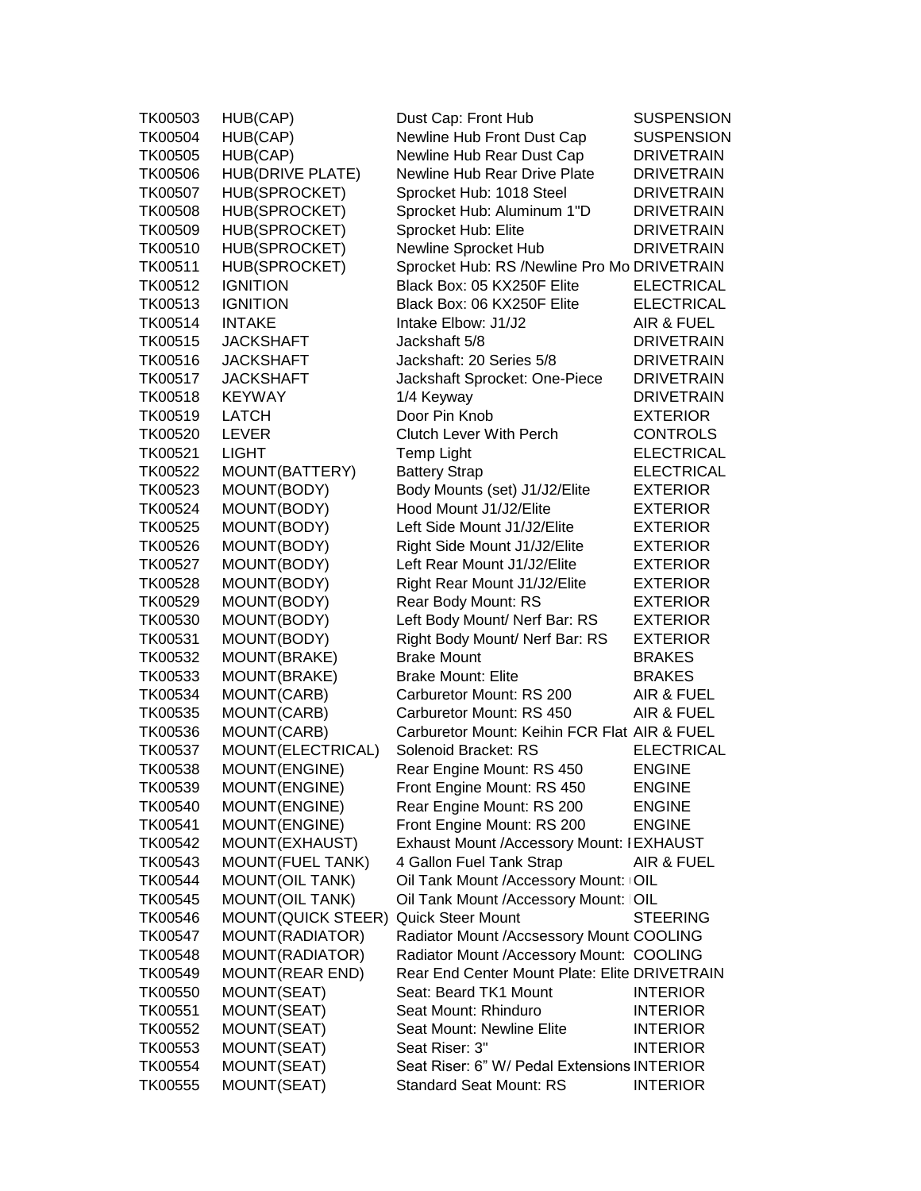| | | | |
|---|---|---|---|
| TK00503 | HUB(CAP) | Dust Cap: Front Hub | SUSPENSION |
| TK00504 | HUB(CAP) | Newline Hub Front Dust Cap | SUSPENSION |
| TK00505 | HUB(CAP) | Newline Hub Rear Dust Cap | DRIVETRAIN |
| TK00506 | HUB(DRIVE PLATE) | Newline Hub Rear Drive Plate | DRIVETRAIN |
| TK00507 | HUB(SPROCKET) | Sprocket Hub: 1018 Steel | DRIVETRAIN |
| TK00508 | HUB(SPROCKET) | Sprocket Hub: Aluminum 1"D | DRIVETRAIN |
| TK00509 | HUB(SPROCKET) | Sprocket Hub: Elite | DRIVETRAIN |
| TK00510 | HUB(SPROCKET) | Newline Sprocket Hub | DRIVETRAIN |
| TK00511 | HUB(SPROCKET) | Sprocket Hub: RS /Newline Pro Mo | DRIVETRAIN |
| TK00512 | IGNITION | Black Box: 05 KX250F Elite | ELECTRICAL |
| TK00513 | IGNITION | Black Box: 06 KX250F Elite | ELECTRICAL |
| TK00514 | INTAKE | Intake Elbow: J1/J2 | AIR & FUEL |
| TK00515 | JACKSHAFT | Jackshaft 5/8 | DRIVETRAIN |
| TK00516 | JACKSHAFT | Jackshaft: 20 Series 5/8 | DRIVETRAIN |
| TK00517 | JACKSHAFT | Jackshaft Sprocket: One-Piece | DRIVETRAIN |
| TK00518 | KEYWAY | 1/4 Keyway | DRIVETRAIN |
| TK00519 | LATCH | Door Pin Knob | EXTERIOR |
| TK00520 | LEVER | Clutch Lever With Perch | CONTROLS |
| TK00521 | LIGHT | Temp Light | ELECTRICAL |
| TK00522 | MOUNT(BATTERY) | Battery Strap | ELECTRICAL |
| TK00523 | MOUNT(BODY) | Body Mounts (set) J1/J2/Elite | EXTERIOR |
| TK00524 | MOUNT(BODY) | Hood Mount J1/J2/Elite | EXTERIOR |
| TK00525 | MOUNT(BODY) | Left Side Mount J1/J2/Elite | EXTERIOR |
| TK00526 | MOUNT(BODY) | Right Side Mount J1/J2/Elite | EXTERIOR |
| TK00527 | MOUNT(BODY) | Left Rear Mount J1/J2/Elite | EXTERIOR |
| TK00528 | MOUNT(BODY) | Right Rear Mount J1/J2/Elite | EXTERIOR |
| TK00529 | MOUNT(BODY) | Rear Body Mount: RS | EXTERIOR |
| TK00530 | MOUNT(BODY) | Left Body Mount/ Nerf Bar: RS | EXTERIOR |
| TK00531 | MOUNT(BODY) | Right Body Mount/ Nerf Bar: RS | EXTERIOR |
| TK00532 | MOUNT(BRAKE) | Brake Mount | BRAKES |
| TK00533 | MOUNT(BRAKE) | Brake Mount: Elite | BRAKES |
| TK00534 | MOUNT(CARB) | Carburetor Mount: RS 200 | AIR & FUEL |
| TK00535 | MOUNT(CARB) | Carburetor Mount: RS 450 | AIR & FUEL |
| TK00536 | MOUNT(CARB) | Carburetor Mount: Keihin FCR Flat | AIR & FUEL |
| TK00537 | MOUNT(ELECTRICAL) | Solenoid Bracket: RS | ELECTRICAL |
| TK00538 | MOUNT(ENGINE) | Rear Engine Mount: RS 450 | ENGINE |
| TK00539 | MOUNT(ENGINE) | Front Engine Mount: RS 450 | ENGINE |
| TK00540 | MOUNT(ENGINE) | Rear Engine Mount: RS 200 | ENGINE |
| TK00541 | MOUNT(ENGINE) | Front Engine Mount: RS 200 | ENGINE |
| TK00542 | MOUNT(EXHAUST) | Exhaust Mount /Accessory Mount: I | EXHAUST |
| TK00543 | MOUNT(FUEL TANK) | 4 Gallon Fuel Tank Strap | AIR & FUEL |
| TK00544 | MOUNT(OIL TANK) | Oil Tank Mount /Accessory Mount: | OIL |
| TK00545 | MOUNT(OIL TANK) | Oil Tank Mount /Accessory Mount: | OIL |
| TK00546 | MOUNT(QUICK STEER) | Quick Steer Mount | STEERING |
| TK00547 | MOUNT(RADIATOR) | Radiator Mount /Accsessory Mount | COOLING |
| TK00548 | MOUNT(RADIATOR) | Radiator Mount /Accessory Mount: | COOLING |
| TK00549 | MOUNT(REAR END) | Rear End Center Mount Plate: Elite | DRIVETRAIN |
| TK00550 | MOUNT(SEAT) | Seat: Beard TK1 Mount | INTERIOR |
| TK00551 | MOUNT(SEAT) | Seat Mount: Rhinduro | INTERIOR |
| TK00552 | MOUNT(SEAT) | Seat Mount: Newline Elite | INTERIOR |
| TK00553 | MOUNT(SEAT) | Seat Riser: 3" | INTERIOR |
| TK00554 | MOUNT(SEAT) | Seat Riser: 6" W/ Pedal Extensions | INTERIOR |
| TK00555 | MOUNT(SEAT) | Standard Seat Mount: RS | INTERIOR |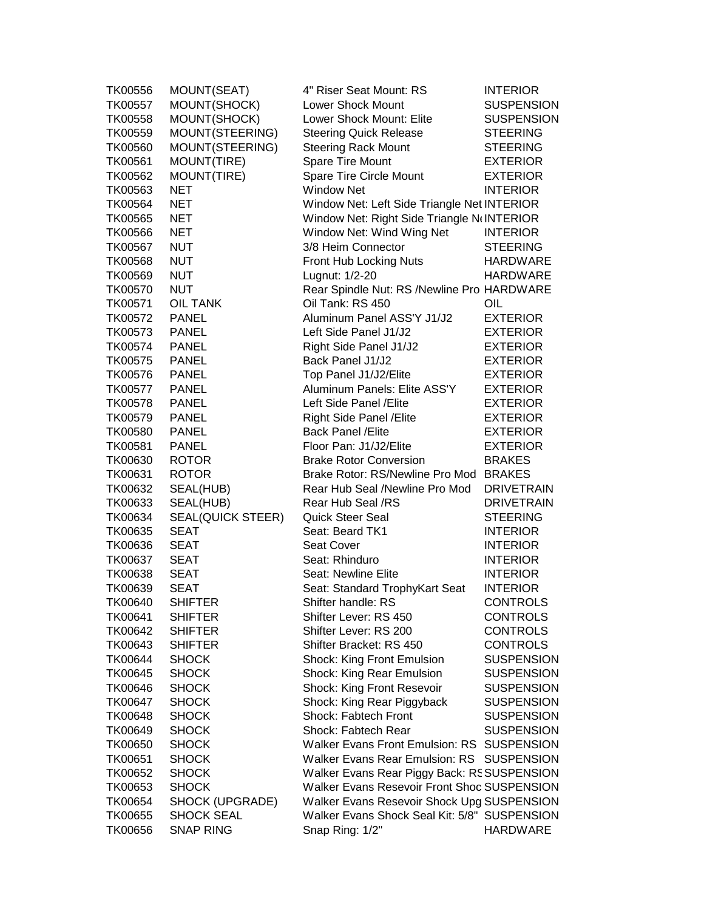| | | | |
|---|---|---|---|
| TK00556 | MOUNT(SEAT) | 4" Riser Seat Mount: RS | INTERIOR |
| TK00557 | MOUNT(SHOCK) | Lower Shock Mount | SUSPENSION |
| TK00558 | MOUNT(SHOCK) | Lower Shock Mount: Elite | SUSPENSION |
| TK00559 | MOUNT(STEERING) | Steering Quick Release | STEERING |
| TK00560 | MOUNT(STEERING) | Steering Rack Mount | STEERING |
| TK00561 | MOUNT(TIRE) | Spare Tire Mount | EXTERIOR |
| TK00562 | MOUNT(TIRE) | Spare Tire Circle Mount | EXTERIOR |
| TK00563 | NET | Window Net | INTERIOR |
| TK00564 | NET | Window Net: Left Side Triangle Net | INTERIOR |
| TK00565 | NET | Window Net: Right Side Triangle Ne | INTERIOR |
| TK00566 | NET | Window Net: Wind Wing Net | INTERIOR |
| TK00567 | NUT | 3/8 Heim Connector | STEERING |
| TK00568 | NUT | Front Hub Locking Nuts | HARDWARE |
| TK00569 | NUT | Lugnut: 1/2-20 | HARDWARE |
| TK00570 | NUT | Rear Spindle Nut: RS /Newline Pro | HARDWARE |
| TK00571 | OIL TANK | Oil Tank: RS 450 | OIL |
| TK00572 | PANEL | Aluminum Panel ASS'Y J1/J2 | EXTERIOR |
| TK00573 | PANEL | Left Side Panel J1/J2 | EXTERIOR |
| TK00574 | PANEL | Right Side Panel J1/J2 | EXTERIOR |
| TK00575 | PANEL | Back Panel J1/J2 | EXTERIOR |
| TK00576 | PANEL | Top Panel J1/J2/Elite | EXTERIOR |
| TK00577 | PANEL | Aluminum Panels: Elite ASS'Y | EXTERIOR |
| TK00578 | PANEL | Left Side Panel /Elite | EXTERIOR |
| TK00579 | PANEL | Right Side Panel /Elite | EXTERIOR |
| TK00580 | PANEL | Back Panel /Elite | EXTERIOR |
| TK00581 | PANEL | Floor Pan: J1/J2/Elite | EXTERIOR |
| TK00630 | ROTOR | Brake Rotor Conversion | BRAKES |
| TK00631 | ROTOR | Brake Rotor: RS/Newline Pro Mod | BRAKES |
| TK00632 | SEAL(HUB) | Rear Hub Seal /Newline Pro Mod | DRIVETRAIN |
| TK00633 | SEAL(HUB) | Rear Hub Seal /RS | DRIVETRAIN |
| TK00634 | SEAL(QUICK STEER) | Quick Steer Seal | STEERING |
| TK00635 | SEAT | Seat: Beard TK1 | INTERIOR |
| TK00636 | SEAT | Seat Cover | INTERIOR |
| TK00637 | SEAT | Seat: Rhinduro | INTERIOR |
| TK00638 | SEAT | Seat: Newline Elite | INTERIOR |
| TK00639 | SEAT | Seat: Standard TrophyKart Seat | INTERIOR |
| TK00640 | SHIFTER | Shifter handle: RS | CONTROLS |
| TK00641 | SHIFTER | Shifter Lever: RS 450 | CONTROLS |
| TK00642 | SHIFTER | Shifter Lever: RS 200 | CONTROLS |
| TK00643 | SHIFTER | Shifter Bracket: RS 450 | CONTROLS |
| TK00644 | SHOCK | Shock: King Front Emulsion | SUSPENSION |
| TK00645 | SHOCK | Shock: King Rear Emulsion | SUSPENSION |
| TK00646 | SHOCK | Shock: King Front Resevoir | SUSPENSION |
| TK00647 | SHOCK | Shock: King Rear Piggyback | SUSPENSION |
| TK00648 | SHOCK | Shock: Fabtech Front | SUSPENSION |
| TK00649 | SHOCK | Shock: Fabtech Rear | SUSPENSION |
| TK00650 | SHOCK | Walker Evans Front Emulsion: RS | SUSPENSION |
| TK00651 | SHOCK | Walker Evans Rear Emulsion: RS | SUSPENSION |
| TK00652 | SHOCK | Walker Evans Rear Piggy Back: RS | SUSPENSION |
| TK00653 | SHOCK | Walker Evans Resevoir Front Shoc | SUSPENSION |
| TK00654 | SHOCK (UPGRADE) | Walker Evans Resevoir Shock Upg | SUSPENSION |
| TK00655 | SHOCK SEAL | Walker Evans Shock Seal Kit: 5/8" | SUSPENSION |
| TK00656 | SNAP RING | Snap Ring: 1/2" | HARDWARE |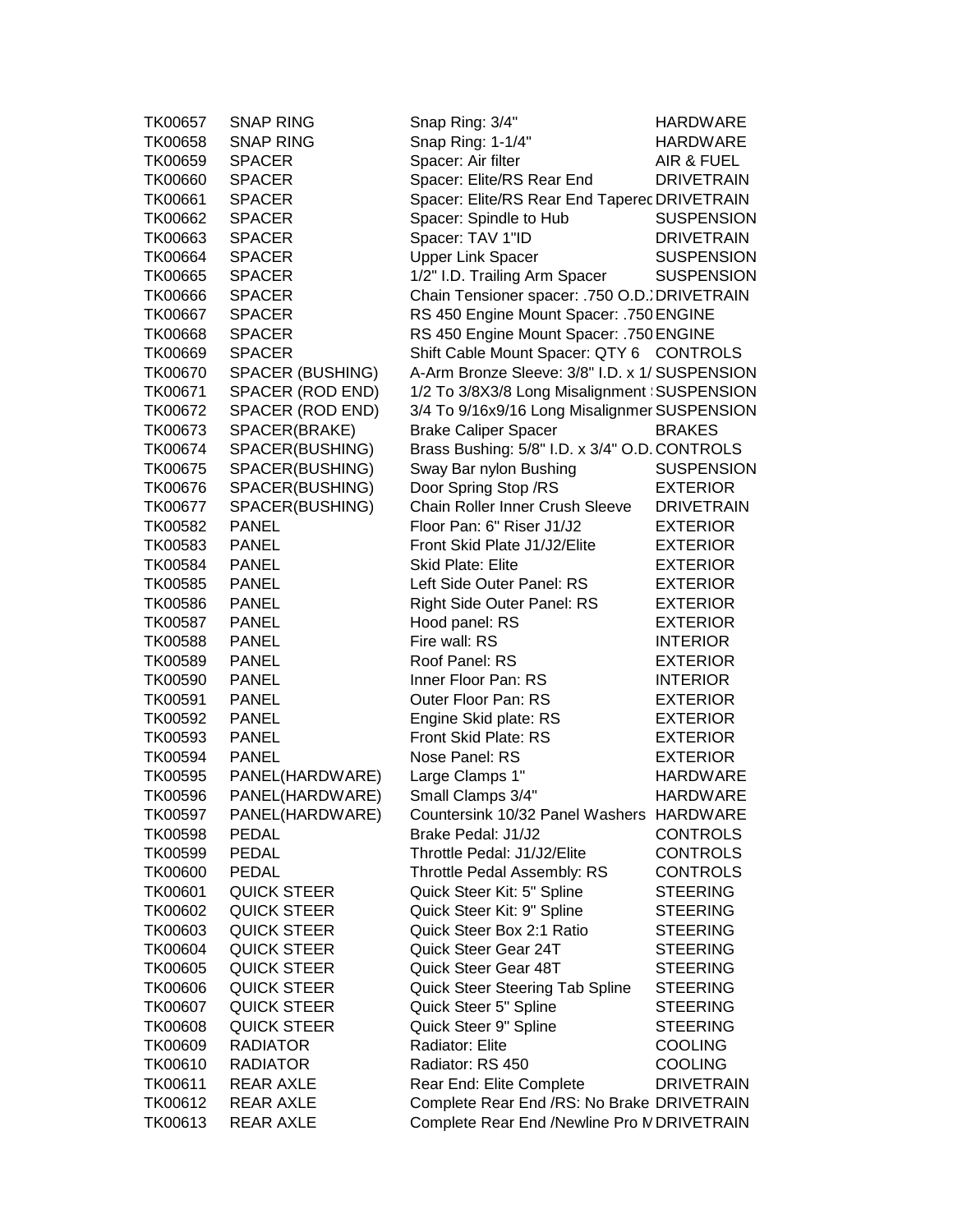| | | | |
|---|---|---|---|
| TK00657 | SNAP RING | Snap Ring: 3/4" | HARDWARE |
| TK00658 | SNAP RING | Snap Ring: 1-1/4" | HARDWARE |
| TK00659 | SPACER | Spacer: Air filter | AIR & FUEL |
| TK00660 | SPACER | Spacer: Elite/RS Rear End | DRIVETRAIN |
| TK00661 | SPACER | Spacer: Elite/RS Rear End Taperec | DRIVETRAIN |
| TK00662 | SPACER | Spacer: Spindle to Hub | SUSPENSION |
| TK00663 | SPACER | Spacer: TAV 1"ID | DRIVETRAIN |
| TK00664 | SPACER | Upper Link Spacer | SUSPENSION |
| TK00665 | SPACER | 1/2" I.D. Trailing Arm Spacer | SUSPENSION |
| TK00666 | SPACER | Chain Tensioner spacer: .750 O.D.: | DRIVETRAIN |
| TK00667 | SPACER | RS 450 Engine Mount Spacer: .750 | ENGINE |
| TK00668 | SPACER | RS 450 Engine Mount Spacer: .750 | ENGINE |
| TK00669 | SPACER | Shift Cable Mount Spacer: QTY 6 | CONTROLS |
| TK00670 | SPACER (BUSHING) | A-Arm Bronze Sleeve: 3/8" I.D. x 1/ | SUSPENSION |
| TK00671 | SPACER (ROD END) | 1/2 To 3/8X3/8 Long Misalignment : | SUSPENSION |
| TK00672 | SPACER (ROD END) | 3/4 To 9/16x9/16 Long Misalignmer | SUSPENSION |
| TK00673 | SPACER(BRAKE) | Brake Caliper Spacer | BRAKES |
| TK00674 | SPACER(BUSHING) | Brass Bushing: 5/8" I.D. x 3/4" O.D. | CONTROLS |
| TK00675 | SPACER(BUSHING) | Sway Bar nylon Bushing | SUSPENSION |
| TK00676 | SPACER(BUSHING) | Door Spring Stop /RS | EXTERIOR |
| TK00677 | SPACER(BUSHING) | Chain Roller Inner Crush Sleeve | DRIVETRAIN |
| TK00582 | PANEL | Floor Pan: 6" Riser J1/J2 | EXTERIOR |
| TK00583 | PANEL | Front Skid Plate J1/J2/Elite | EXTERIOR |
| TK00584 | PANEL | Skid Plate: Elite | EXTERIOR |
| TK00585 | PANEL | Left Side Outer Panel: RS | EXTERIOR |
| TK00586 | PANEL | Right Side Outer Panel: RS | EXTERIOR |
| TK00587 | PANEL | Hood panel: RS | EXTERIOR |
| TK00588 | PANEL | Fire wall: RS | INTERIOR |
| TK00589 | PANEL | Roof Panel: RS | EXTERIOR |
| TK00590 | PANEL | Inner Floor Pan: RS | INTERIOR |
| TK00591 | PANEL | Outer Floor Pan: RS | EXTERIOR |
| TK00592 | PANEL | Engine Skid plate: RS | EXTERIOR |
| TK00593 | PANEL | Front Skid Plate: RS | EXTERIOR |
| TK00594 | PANEL | Nose Panel: RS | EXTERIOR |
| TK00595 | PANEL(HARDWARE) | Large Clamps 1" | HARDWARE |
| TK00596 | PANEL(HARDWARE) | Small Clamps 3/4" | HARDWARE |
| TK00597 | PANEL(HARDWARE) | Countersink 10/32 Panel Washers | HARDWARE |
| TK00598 | PEDAL | Brake Pedal: J1/J2 | CONTROLS |
| TK00599 | PEDAL | Throttle Pedal: J1/J2/Elite | CONTROLS |
| TK00600 | PEDAL | Throttle Pedal Assembly: RS | CONTROLS |
| TK00601 | QUICK STEER | Quick Steer Kit: 5" Spline | STEERING |
| TK00602 | QUICK STEER | Quick Steer Kit: 9" Spline | STEERING |
| TK00603 | QUICK STEER | Quick Steer Box 2:1 Ratio | STEERING |
| TK00604 | QUICK STEER | Quick Steer Gear 24T | STEERING |
| TK00605 | QUICK STEER | Quick Steer Gear 48T | STEERING |
| TK00606 | QUICK STEER | Quick Steer Steering Tab Spline | STEERING |
| TK00607 | QUICK STEER | Quick Steer 5" Spline | STEERING |
| TK00608 | QUICK STEER | Quick Steer 9" Spline | STEERING |
| TK00609 | RADIATOR | Radiator: Elite | COOLING |
| TK00610 | RADIATOR | Radiator: RS 450 | COOLING |
| TK00611 | REAR AXLE | Rear End: Elite Complete | DRIVETRAIN |
| TK00612 | REAR AXLE | Complete Rear End /RS: No Brake | DRIVETRAIN |
| TK00613 | REAR AXLE | Complete Rear End /Newline Pro M | DRIVETRAIN |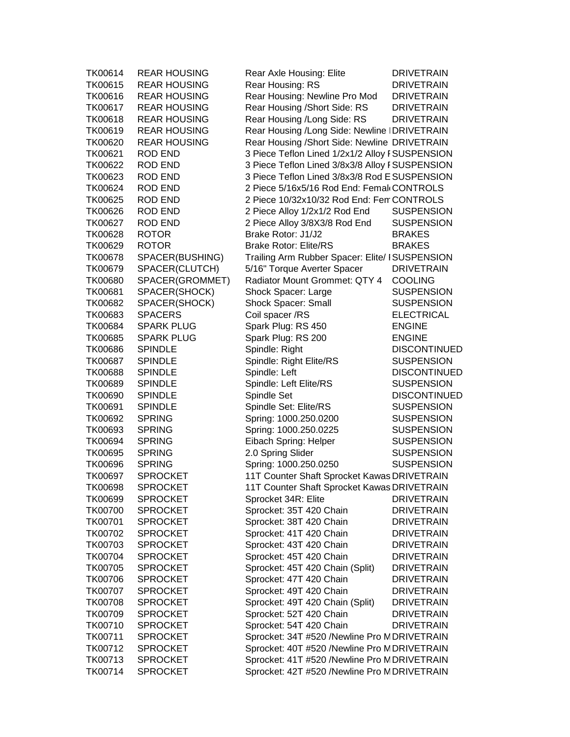| | | | |
|---|---|---|---|
| TK00614 | REAR HOUSING | Rear Axle Housing: Elite | DRIVETRAIN |
| TK00615 | REAR HOUSING | Rear Housing: RS | DRIVETRAIN |
| TK00616 | REAR HOUSING | Rear Housing: Newline Pro Mod | DRIVETRAIN |
| TK00617 | REAR HOUSING | Rear Housing /Short Side: RS | DRIVETRAIN |
| TK00618 | REAR HOUSING | Rear Housing /Long Side: RS | DRIVETRAIN |
| TK00619 | REAR HOUSING | Rear Housing /Long Side: Newline I | DRIVETRAIN |
| TK00620 | REAR HOUSING | Rear Housing /Short Side: Newline | DRIVETRAIN |
| TK00621 | ROD END | 3 Piece Teflon Lined 1/2x1/2 Alloy F | SUSPENSION |
| TK00622 | ROD END | 3 Piece Teflon Lined 3/8x3/8 Alloy F | SUSPENSION |
| TK00623 | ROD END | 3 Piece Teflon Lined 3/8x3/8 Rod E | SUSPENSION |
| TK00624 | ROD END | 2 Piece 5/16x5/16 Rod End: Femal | CONTROLS |
| TK00625 | ROD END | 2 Piece 10/32x10/32 Rod End: Fem | CONTROLS |
| TK00626 | ROD END | 2 Piece Alloy 1/2x1/2 Rod End | SUSPENSION |
| TK00627 | ROD END | 2 Piece Alloy 3/8X3/8 Rod End | SUSPENSION |
| TK00628 | ROTOR | Brake Rotor: J1/J2 | BRAKES |
| TK00629 | ROTOR | Brake Rotor: Elite/RS | BRAKES |
| TK00678 | SPACER(BUSHING) | Trailing Arm Rubber Spacer: Elite/ I | SUSPENSION |
| TK00679 | SPACER(CLUTCH) | 5/16" Torque Averter Spacer | DRIVETRAIN |
| TK00680 | SPACER(GROMMET) | Radiator Mount Grommet: QTY 4 | COOLING |
| TK00681 | SPACER(SHOCK) | Shock Spacer: Large | SUSPENSION |
| TK00682 | SPACER(SHOCK) | Shock Spacer: Small | SUSPENSION |
| TK00683 | SPACERS | Coil spacer /RS | ELECTRICAL |
| TK00684 | SPARK PLUG | Spark Plug: RS 450 | ENGINE |
| TK00685 | SPARK PLUG | Spark Plug: RS 200 | ENGINE |
| TK00686 | SPINDLE | Spindle: Right | DISCONTINUED |
| TK00687 | SPINDLE | Spindle: Right Elite/RS | SUSPENSION |
| TK00688 | SPINDLE | Spindle: Left | DISCONTINUED |
| TK00689 | SPINDLE | Spindle: Left Elite/RS | SUSPENSION |
| TK00690 | SPINDLE | Spindle Set | DISCONTINUED |
| TK00691 | SPINDLE | Spindle Set: Elite/RS | SUSPENSION |
| TK00692 | SPRING | Spring: 1000.250.0200 | SUSPENSION |
| TK00693 | SPRING | Spring: 1000.250.0225 | SUSPENSION |
| TK00694 | SPRING | Eibach Spring: Helper | SUSPENSION |
| TK00695 | SPRING | 2.0 Spring Slider | SUSPENSION |
| TK00696 | SPRING | Spring: 1000.250.0250 | SUSPENSION |
| TK00697 | SPROCKET | 11T Counter Shaft Sprocket Kawas | DRIVETRAIN |
| TK00698 | SPROCKET | 11T Counter Shaft Sprocket Kawas | DRIVETRAIN |
| TK00699 | SPROCKET | Sprocket 34R: Elite | DRIVETRAIN |
| TK00700 | SPROCKET | Sprocket: 35T 420 Chain | DRIVETRAIN |
| TK00701 | SPROCKET | Sprocket: 38T 420 Chain | DRIVETRAIN |
| TK00702 | SPROCKET | Sprocket: 41T 420 Chain | DRIVETRAIN |
| TK00703 | SPROCKET | Sprocket: 43T 420 Chain | DRIVETRAIN |
| TK00704 | SPROCKET | Sprocket: 45T 420 Chain | DRIVETRAIN |
| TK00705 | SPROCKET | Sprocket: 45T 420 Chain (Split) | DRIVETRAIN |
| TK00706 | SPROCKET | Sprocket: 47T 420 Chain | DRIVETRAIN |
| TK00707 | SPROCKET | Sprocket: 49T 420 Chain | DRIVETRAIN |
| TK00708 | SPROCKET | Sprocket: 49T 420 Chain (Split) | DRIVETRAIN |
| TK00709 | SPROCKET | Sprocket: 52T 420 Chain | DRIVETRAIN |
| TK00710 | SPROCKET | Sprocket: 54T 420 Chain | DRIVETRAIN |
| TK00711 | SPROCKET | Sprocket: 34T #520 /Newline Pro M | DRIVETRAIN |
| TK00712 | SPROCKET | Sprocket: 40T #520 /Newline Pro M | DRIVETRAIN |
| TK00713 | SPROCKET | Sprocket: 41T #520 /Newline Pro M | DRIVETRAIN |
| TK00714 | SPROCKET | Sprocket: 42T #520 /Newline Pro M | DRIVETRAIN |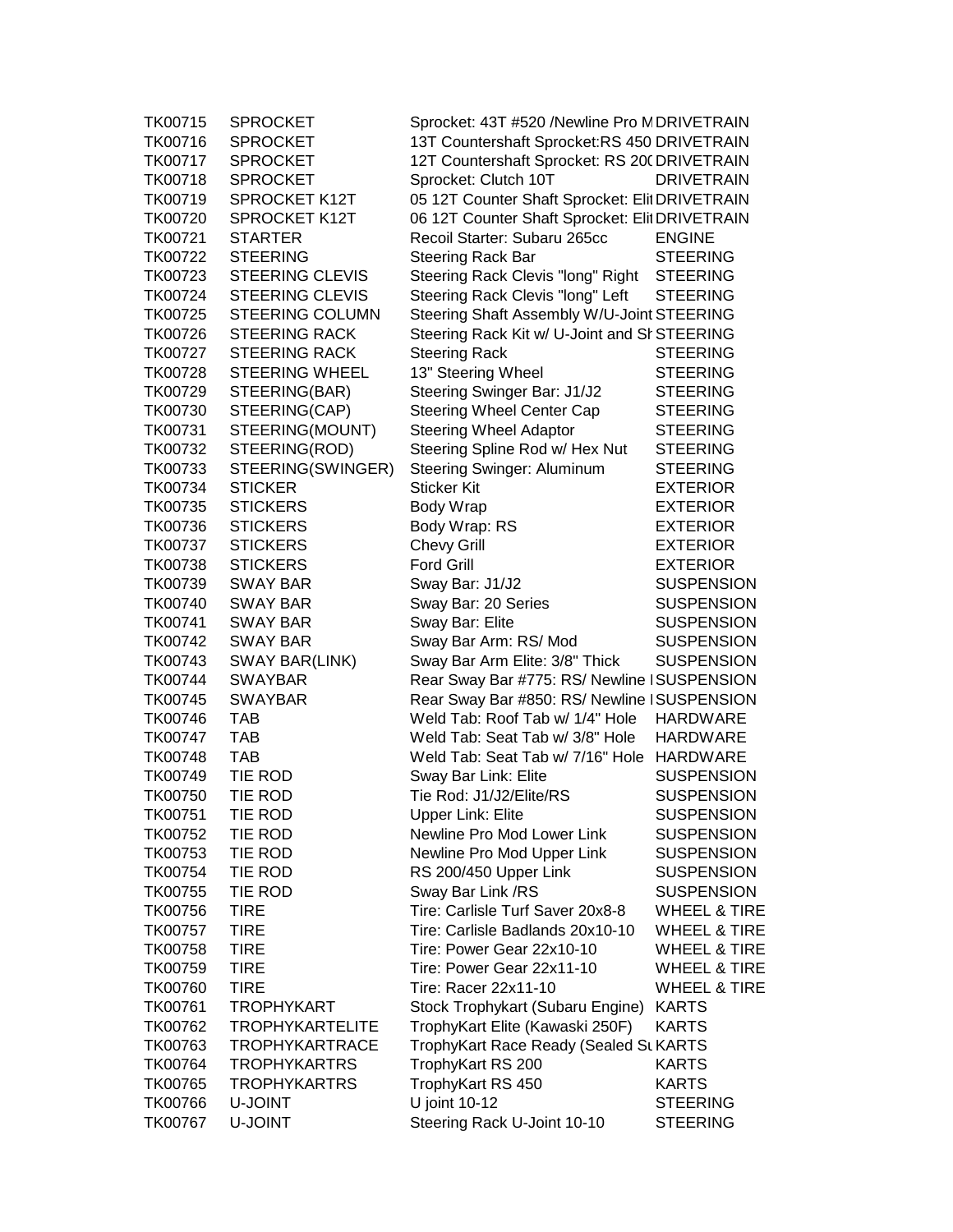| | | | |
|---|---|---|---|
| TK00715 | SPROCKET | Sprocket: 43T #520 /Newline Pro M | DRIVETRAIN |
| TK00716 | SPROCKET | 13T Countershaft Sprocket:RS 450 | DRIVETRAIN |
| TK00717 | SPROCKET | 12T Countershaft Sprocket: RS 20( | DRIVETRAIN |
| TK00718 | SPROCKET | Sprocket: Clutch 10T | DRIVETRAIN |
| TK00719 | SPROCKET K12T | 05 12T Counter Shaft Sprocket: Elit | DRIVETRAIN |
| TK00720 | SPROCKET K12T | 06 12T Counter Shaft Sprocket: Elit | DRIVETRAIN |
| TK00721 | STARTER | Recoil Starter: Subaru 265cc | ENGINE |
| TK00722 | STEERING | Steering Rack Bar | STEERING |
| TK00723 | STEERING CLEVIS | Steering Rack Clevis "long" Right | STEERING |
| TK00724 | STEERING CLEVIS | Steering Rack Clevis "long" Left | STEERING |
| TK00725 | STEERING COLUMN | Steering Shaft Assembly W/U-Joint | STEERING |
| TK00726 | STEERING RACK | Steering Rack Kit w/ U-Joint and Sh | STEERING |
| TK00727 | STEERING RACK | Steering Rack | STEERING |
| TK00728 | STEERING WHEEL | 13" Steering Wheel | STEERING |
| TK00729 | STEERING(BAR) | Steering Swinger Bar: J1/J2 | STEERING |
| TK00730 | STEERING(CAP) | Steering Wheel Center Cap | STEERING |
| TK00731 | STEERING(MOUNT) | Steering Wheel Adaptor | STEERING |
| TK00732 | STEERING(ROD) | Steering Spline Rod w/ Hex Nut | STEERING |
| TK00733 | STEERING(SWINGER) | Steering Swinger: Aluminum | STEERING |
| TK00734 | STICKER | Sticker Kit | EXTERIOR |
| TK00735 | STICKERS | Body Wrap | EXTERIOR |
| TK00736 | STICKERS | Body Wrap: RS | EXTERIOR |
| TK00737 | STICKERS | Chevy Grill | EXTERIOR |
| TK00738 | STICKERS | Ford Grill | EXTERIOR |
| TK00739 | SWAY BAR | Sway Bar: J1/J2 | SUSPENSION |
| TK00740 | SWAY BAR | Sway Bar: 20 Series | SUSPENSION |
| TK00741 | SWAY BAR | Sway Bar: Elite | SUSPENSION |
| TK00742 | SWAY BAR | Sway Bar Arm: RS/ Mod | SUSPENSION |
| TK00743 | SWAY BAR(LINK) | Sway Bar Arm Elite: 3/8" Thick | SUSPENSION |
| TK00744 | SWAYBAR | Rear Sway Bar #775: RS/ Newline I | SUSPENSION |
| TK00745 | SWAYBAR | Rear Sway Bar #850: RS/ Newline I | SUSPENSION |
| TK00746 | TAB | Weld Tab: Roof Tab w/ 1/4" Hole | HARDWARE |
| TK00747 | TAB | Weld Tab: Seat Tab w/ 3/8" Hole | HARDWARE |
| TK00748 | TAB | Weld Tab: Seat Tab w/ 7/16" Hole | HARDWARE |
| TK00749 | TIE ROD | Sway Bar Link: Elite | SUSPENSION |
| TK00750 | TIE ROD | Tie Rod: J1/J2/Elite/RS | SUSPENSION |
| TK00751 | TIE ROD | Upper Link: Elite | SUSPENSION |
| TK00752 | TIE ROD | Newline Pro Mod Lower Link | SUSPENSION |
| TK00753 | TIE ROD | Newline Pro Mod Upper Link | SUSPENSION |
| TK00754 | TIE ROD | RS 200/450 Upper Link | SUSPENSION |
| TK00755 | TIE ROD | Sway Bar Link /RS | SUSPENSION |
| TK00756 | TIRE | Tire: Carlisle Turf Saver 20x8-8 | WHEEL & TIRE |
| TK00757 | TIRE | Tire: Carlisle Badlands 20x10-10 | WHEEL & TIRE |
| TK00758 | TIRE | Tire: Power Gear 22x10-10 | WHEEL & TIRE |
| TK00759 | TIRE | Tire: Power Gear 22x11-10 | WHEEL & TIRE |
| TK00760 | TIRE | Tire: Racer 22x11-10 | WHEEL & TIRE |
| TK00761 | TROPHYKART | Stock Trophykart (Subaru Engine) | KARTS |
| TK00762 | TROPHYKARTELITE | TrophyKart Elite (Kawaski 250F) | KARTS |
| TK00763 | TROPHYKARTRACE | TrophyKart Race Ready (Sealed Su | KARTS |
| TK00764 | TROPHYKARTRS | TrophyKart RS 200 | KARTS |
| TK00765 | TROPHYKARTRS | TrophyKart RS 450 | KARTS |
| TK00766 | U-JOINT | U joint 10-12 | STEERING |
| TK00767 | U-JOINT | Steering Rack U-Joint 10-10 | STEERING |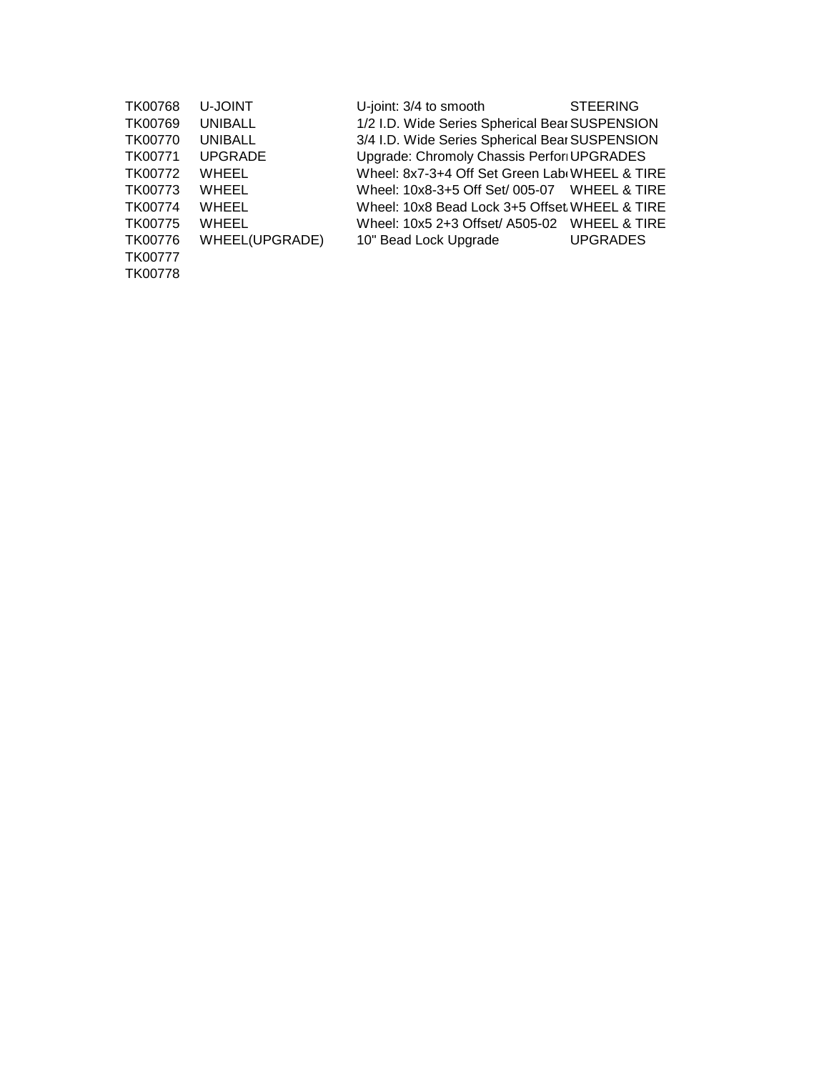| | | | |
|---|---|---|---|
| TK00768 | U-JOINT | U-joint: 3/4 to smooth | STEERING |
| TK00769 | UNIBALL | 1/2 I.D. Wide Series Spherical Bear | SUSPENSION |
| TK00770 | UNIBALL | 3/4 I.D. Wide Series Spherical Bear | SUSPENSION |
| TK00771 | UPGRADE | Upgrade: Chromoly Chassis Perfor | UPGRADES |
| TK00772 | WHEEL | Wheel: 8x7-3+4 Off Set Green Lab | WHEEL & TIRE |
| TK00773 | WHEEL | Wheel: 10x8-3+5 Off Set/ 005-07 | WHEEL & TIRE |
| TK00774 | WHEEL | Wheel: 10x8 Bead Lock 3+5 Offset | WHEEL & TIRE |
| TK00775 | WHEEL | Wheel: 10x5 2+3 Offset/ A505-02 | WHEEL & TIRE |
| TK00776 | WHEEL(UPGRADE) | 10" Bead Lock Upgrade | UPGRADES |
| TK00777 | | | |
| TK00778 | | | |